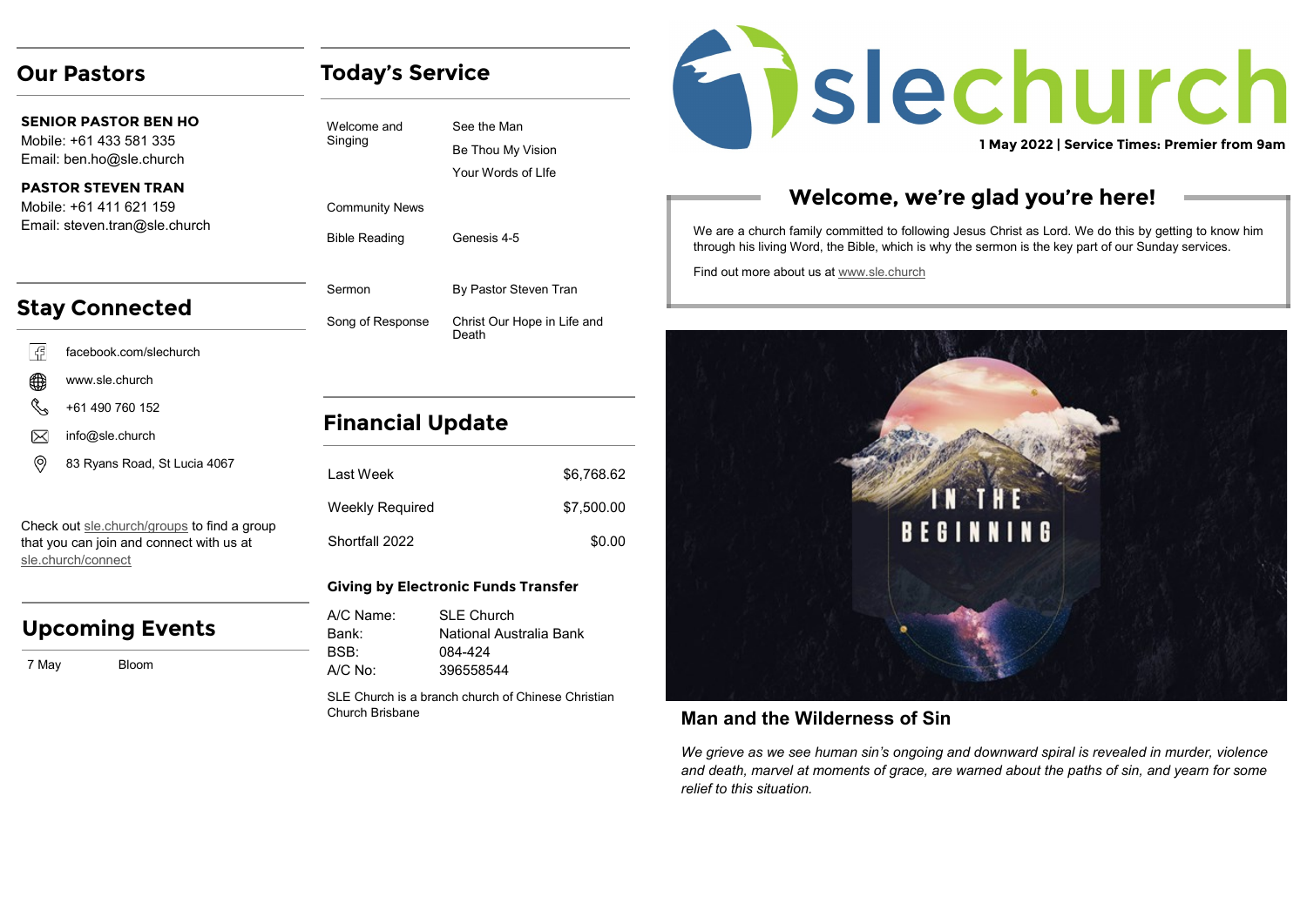# slechurch

**1 May 2022 | Service Times: Premier from 9am**

## Welcome, we're glad you're here!

We are a church family committed to following Jesus Christ as Lord. We do this by getting to know him through his living Word, the Bible, which is why the sermon is the key part of our Sunday services.

Find out more about us at www.sle.church

## Our Pastors

**SENIOR PASTOR BEN HO**
Mobile: +61 433 581 335
Email: ben.ho@sle.church

**PASTOR STEVEN TRAN**
Mobile: +61 411 621 159
Email: steven.tran@sle.church

## Stay Connected

- facebook.com/slechurch
- www.sle.church
- +61 490 760 152
- info@sle.church
- 83 Ryans Road, St Lucia 4067

Check out sle.church/groups to find a group that you can join and connect with us at sle.church/connect

## Upcoming Events

| | |
|---|---|
| 7 May | Bloom |

## Today's Service

| | |
|---|---|
| Welcome and Singing | See the Man<br>Be Thou My Vision<br>Your Words of LIfe |
| Community News | |
| Bible Reading | Genesis 4-5 |
| Sermon | By Pastor Steven Tran |
| Song of Response | Christ Our Hope in Life and Death |

## Financial Update

| | |
|---|---|
| Last Week | $6,768.62 |
| Weekly Required | $7,500.00 |
| Shortfall 2022 | $0.00 |

### Giving by Electronic Funds Transfer

| | |
|---|---|
| A/C Name: | SLE Church |
| Bank: | National Australia Bank |
| BSB: | 084-424 |
| A/C No: | 396558544 |

SLE Church is a branch church of Chinese Christian Church Brisbane

IN THE BEGINNING

### Man and the Wilderness of Sin

*We grieve as we see human sin's ongoing and downward spiral is revealed in murder, violence and death, marvel at moments of grace, are warned about the paths of sin, and yearn for some relief to this situation.*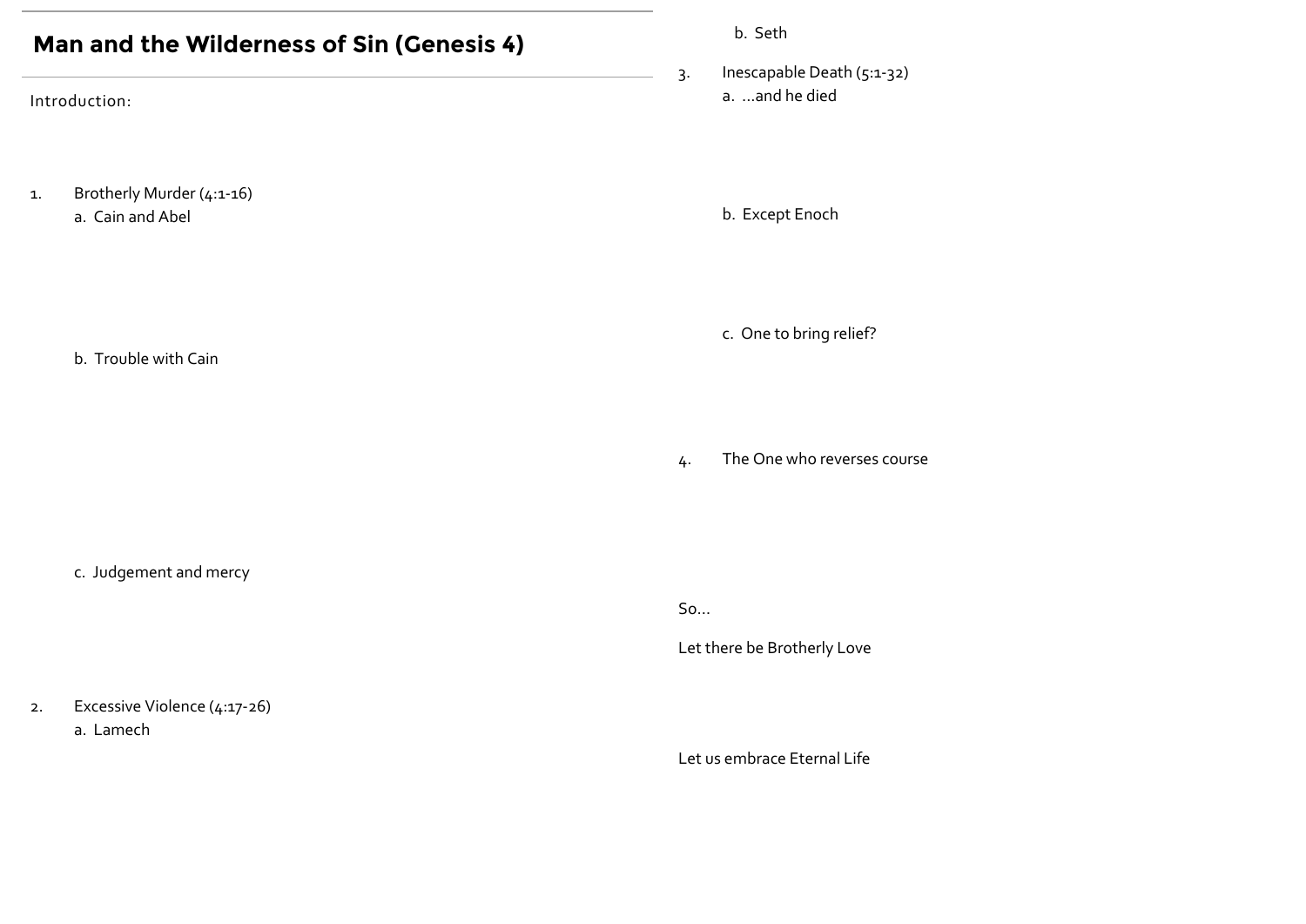# Man and the Wilderness of Sin (Genesis 4)

Introduction:

1. Brotherly Murder (4:1-16)
   a. Cain and Abel

   b. Trouble with Cain

   c. Judgement and mercy

2. Excessive Violence (4:17-26)
   a. Lamech

   b. Seth

3. Inescapable Death (5:1-32)
   a. …and he died

   b. Except Enoch

   c. One to bring relief?

4. The One who reverses course

So…

Let there be Brotherly Love

Let us embrace Eternal Life